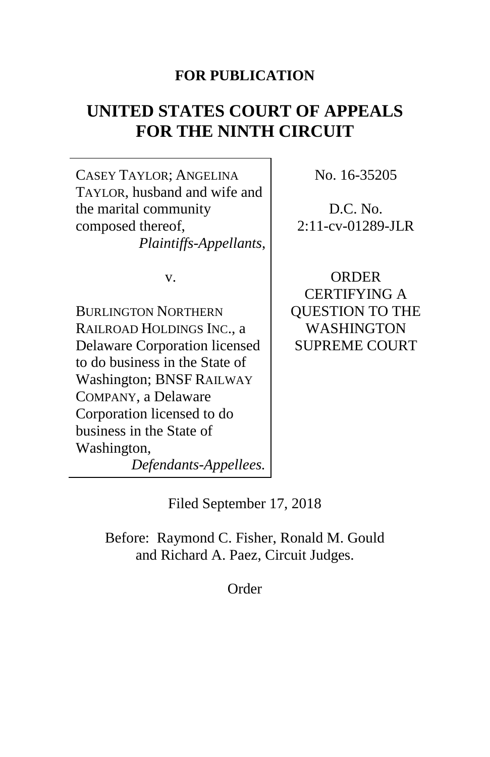**FOR PUBLICATION**

# UNITED STATES COURT OF APPEALS FOR THE NINTH CIRCUIT

| | |
|---|---|
| CASEY TAYLOR; ANGELINA TAYLOR, husband and wife and the marital community composed thereof, *Plaintiffs-Appellants,* | No. 16-35205 |
| | D.C. No. 2:11-cv-01289-JLR |
| v. | |
| BURLINGTON NORTHERN RAILROAD HOLDINGS INC., a Delaware Corporation licensed to do business in the State of Washington; BNSF RAILWAY COMPANY, a Delaware Corporation licensed to do business in the State of Washington, *Defendants-Appellees.* | ORDER CERTIFYING A QUESTION TO THE WASHINGTON SUPREME COURT |

Filed September 17, 2018

Before: Raymond C. Fisher, Ronald M. Gould and Richard A. Paez, Circuit Judges.

Order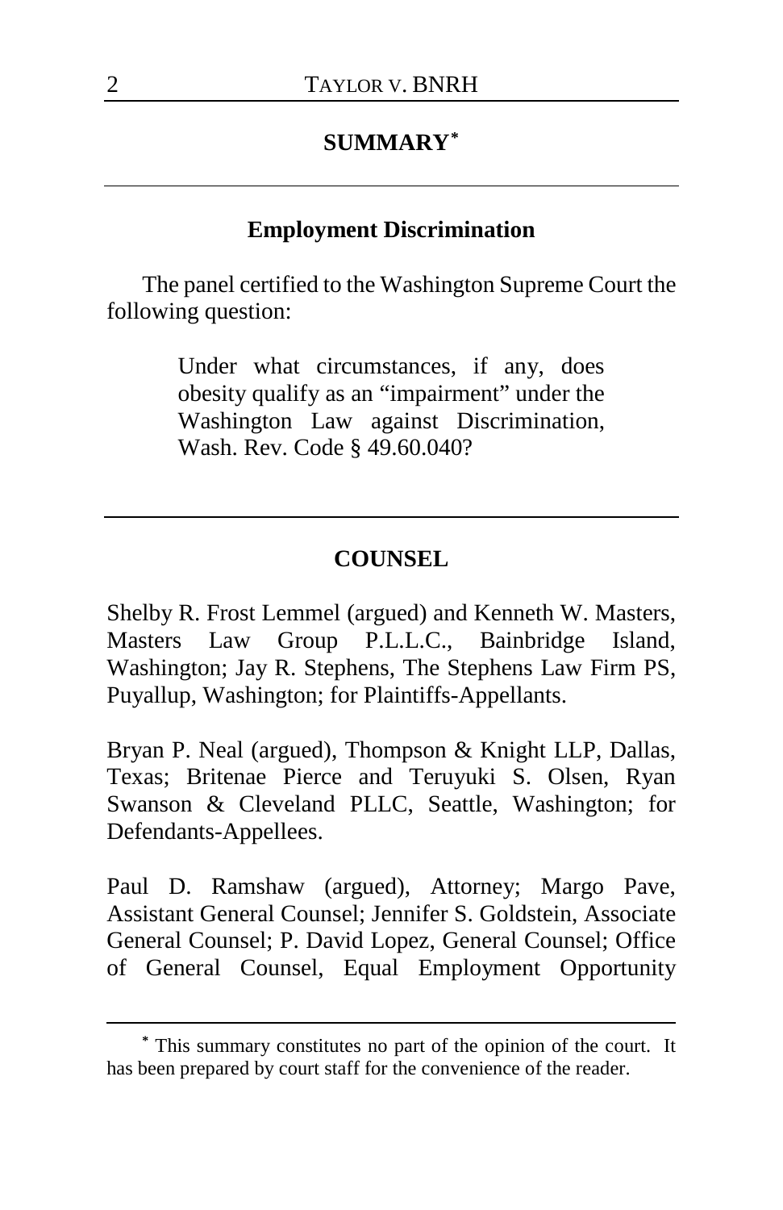## SUMMARY[*]

### Employment Discrimination

The panel certified to the Washington Supreme Court the following question:

> Under what circumstances, if any, does obesity qualify as an "impairment" under the Washington Law against Discrimination, Wash. Rev. Code § 49.60.040?

## COUNSEL

Shelby R. Frost Lemmel (argued) and Kenneth W. Masters, Masters Law Group P.L.L.C., Bainbridge Island, Washington; Jay R. Stephens, The Stephens Law Firm PS, Puyallup, Washington; for Plaintiffs-Appellants.

Bryan P. Neal (argued), Thompson & Knight LLP, Dallas, Texas; Britenae Pierce and Teruyuki S. Olsen, Ryan Swanson & Cleveland PLLC, Seattle, Washington; for Defendants-Appellees.

Paul D. Ramshaw (argued), Attorney; Margo Pave, Assistant General Counsel; Jennifer S. Goldstein, Associate General Counsel; P. David Lopez, General Counsel; Office of General Counsel, Equal Employment Opportunity

---

[*] This summary constitutes no part of the opinion of the court. It has been prepared by court staff for the convenience of the reader.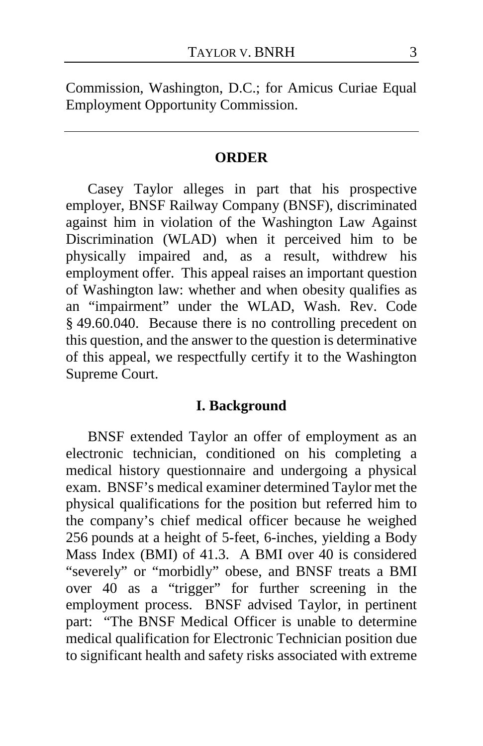Commission, Washington, D.C.; for Amicus Curiae Equal Employment Opportunity Commission.

---

## ORDER

Casey Taylor alleges in part that his prospective employer, BNSF Railway Company (BNSF), discriminated against him in violation of the Washington Law Against Discrimination (WLAD) when it perceived him to be physically impaired and, as a result, withdrew his employment offer. This appeal raises an important question of Washington law: whether and when obesity qualifies as an "impairment" under the WLAD, Wash. Rev. Code § 49.60.040. Because there is no controlling precedent on this question, and the answer to the question is determinative of this appeal, we respectfully certify it to the Washington Supreme Court.

## I. Background

BNSF extended Taylor an offer of employment as an electronic technician, conditioned on his completing a medical history questionnaire and undergoing a physical exam. BNSF's medical examiner determined Taylor met the physical qualifications for the position but referred him to the company's chief medical officer because he weighed 256 pounds at a height of 5-feet, 6-inches, yielding a Body Mass Index (BMI) of 41.3. A BMI over 40 is considered "severely" or "morbidly" obese, and BNSF treats a BMI over 40 as a "trigger" for further screening in the employment process. BNSF advised Taylor, in pertinent part: "The BNSF Medical Officer is unable to determine medical qualification for Electronic Technician position due to significant health and safety risks associated with extreme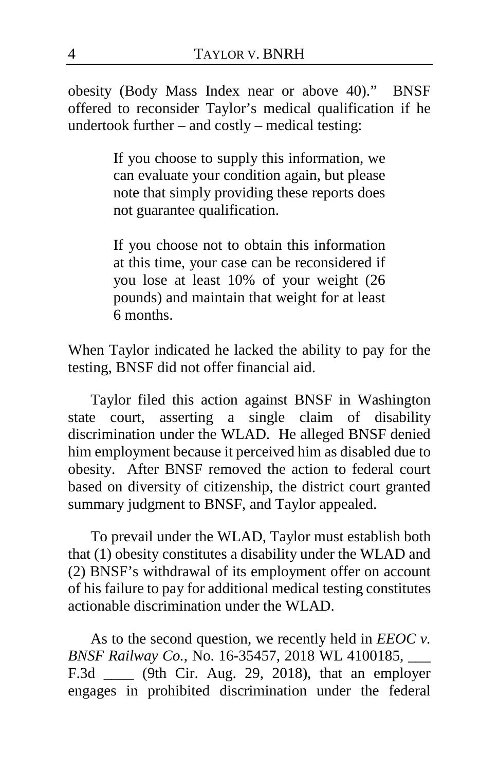obesity (Body Mass Index near or above 40)." BNSF offered to reconsider Taylor's medical qualification if he undertook further – and costly – medical testing:

> If you choose to supply this information, we can evaluate your condition again, but please note that simply providing these reports does not guarantee qualification.
>
> If you choose not to obtain this information at this time, your case can be reconsidered if you lose at least 10% of your weight (26 pounds) and maintain that weight for at least 6 months.

When Taylor indicated he lacked the ability to pay for the testing, BNSF did not offer financial aid.

Taylor filed this action against BNSF in Washington state court, asserting a single claim of disability discrimination under the WLAD. He alleged BNSF denied him employment because it perceived him as disabled due to obesity. After BNSF removed the action to federal court based on diversity of citizenship, the district court granted summary judgment to BNSF, and Taylor appealed.

To prevail under the WLAD, Taylor must establish both that (1) obesity constitutes a disability under the WLAD and (2) BNSF's withdrawal of its employment offer on account of his failure to pay for additional medical testing constitutes actionable discrimination under the WLAD.

As to the second question, we recently held in *EEOC v. BNSF Railway Co.*, No. 16-35457, 2018 WL 4100185, ___ F.3d ____ (9th Cir. Aug. 29, 2018), that an employer engages in prohibited discrimination under the federal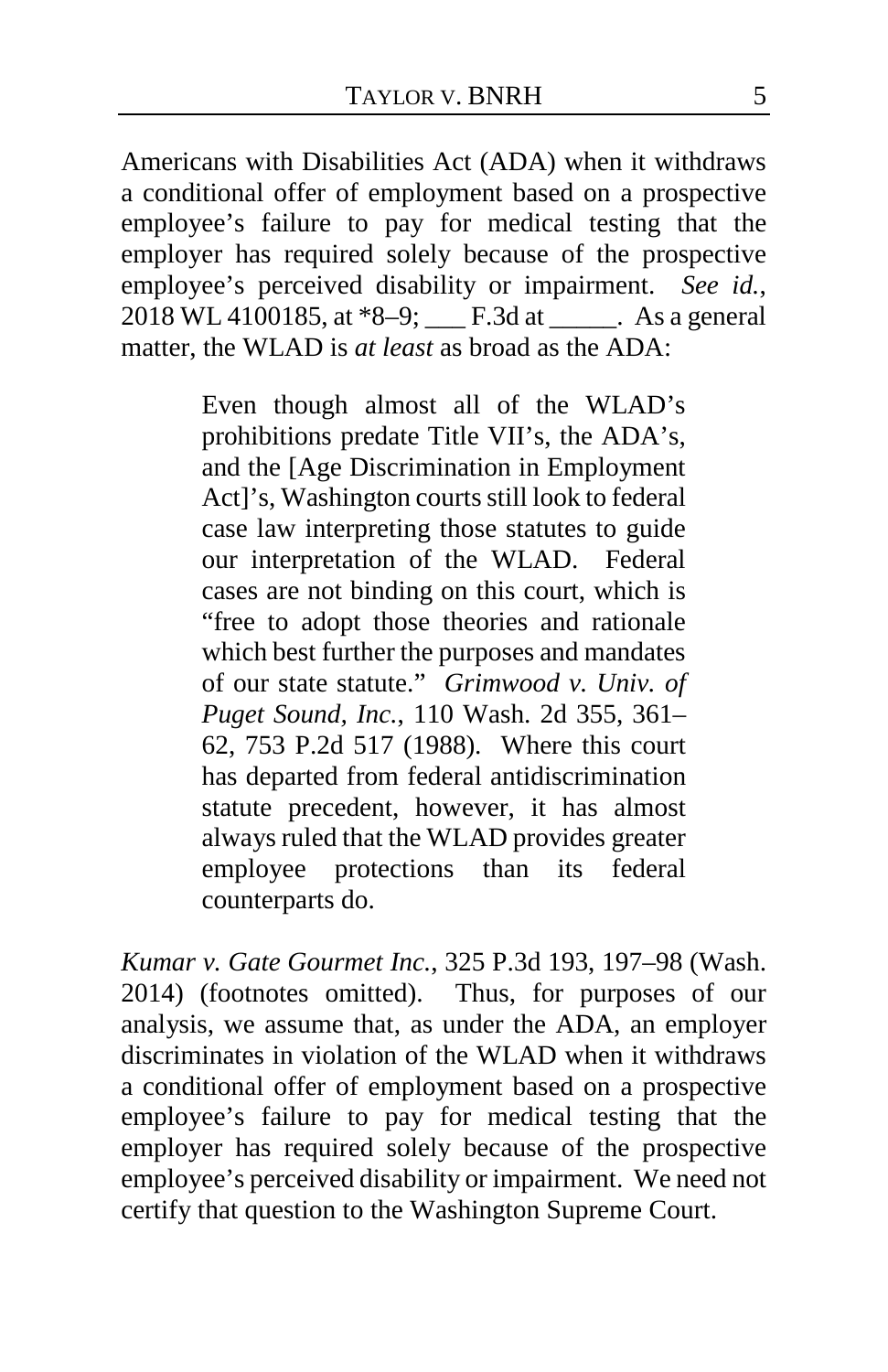Americans with Disabilities Act (ADA) when it withdraws a conditional offer of employment based on a prospective employee's failure to pay for medical testing that the employer has required solely because of the prospective employee's perceived disability or impairment. *See id.*, 2018 WL 4100185, at *8–9; ___ F.3d at _____. As a general matter, the WLAD is *at least* as broad as the ADA:

> Even though almost all of the WLAD's prohibitions predate Title VII's, the ADA's, and the [Age Discrimination in Employment Act]'s, Washington courts still look to federal case law interpreting those statutes to guide our interpretation of the WLAD. Federal cases are not binding on this court, which is "free to adopt those theories and rationale which best further the purposes and mandates of our state statute." *Grimwood v. Univ. of Puget Sound, Inc.*, 110 Wash. 2d 355, 361–62, 753 P.2d 517 (1988). Where this court has departed from federal antidiscrimination statute precedent, however, it has almost always ruled that the WLAD provides greater employee protections than its federal counterparts do.

*Kumar v. Gate Gourmet Inc.*, 325 P.3d 193, 197–98 (Wash. 2014) (footnotes omitted). Thus, for purposes of our analysis, we assume that, as under the ADA, an employer discriminates in violation of the WLAD when it withdraws a conditional offer of employment based on a prospective employee's failure to pay for medical testing that the employer has required solely because of the prospective employee's perceived disability or impairment. We need not certify that question to the Washington Supreme Court.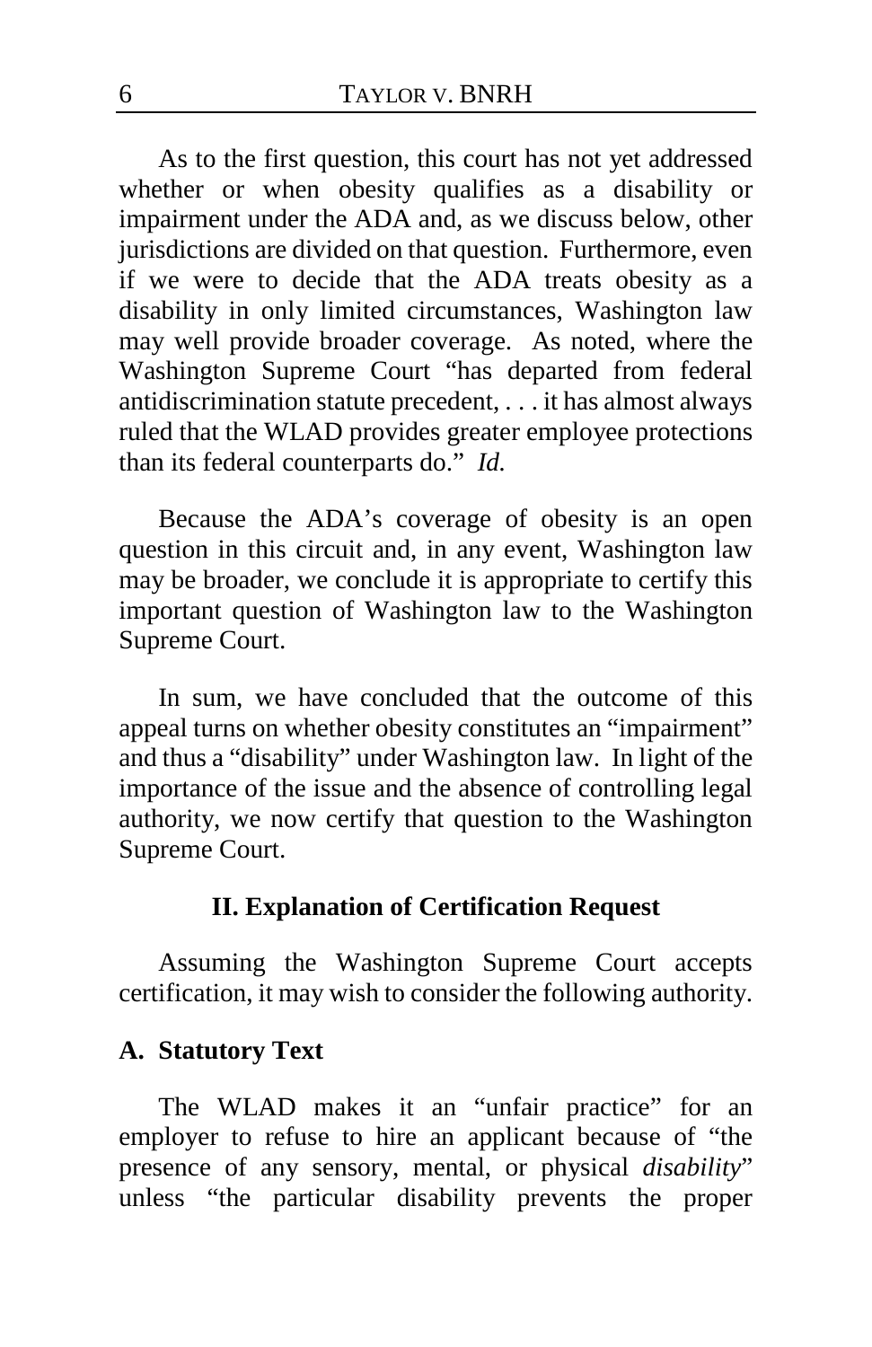As to the first question, this court has not yet addressed whether or when obesity qualifies as a disability or impairment under the ADA and, as we discuss below, other jurisdictions are divided on that question. Furthermore, even if we were to decide that the ADA treats obesity as a disability in only limited circumstances, Washington law may well provide broader coverage. As noted, where the Washington Supreme Court "has departed from federal antidiscrimination statute precedent, . . . it has almost always ruled that the WLAD provides greater employee protections than its federal counterparts do." *Id.*

Because the ADA's coverage of obesity is an open question in this circuit and, in any event, Washington law may be broader, we conclude it is appropriate to certify this important question of Washington law to the Washington Supreme Court.

In sum, we have concluded that the outcome of this appeal turns on whether obesity constitutes an "impairment" and thus a "disability" under Washington law. In light of the importance of the issue and the absence of controlling legal authority, we now certify that question to the Washington Supreme Court.

## II. Explanation of Certification Request

Assuming the Washington Supreme Court accepts certification, it may wish to consider the following authority.

### A. Statutory Text

The WLAD makes it an "unfair practice" for an employer to refuse to hire an applicant because of "the presence of any sensory, mental, or physical *disability*" unless "the particular disability prevents the proper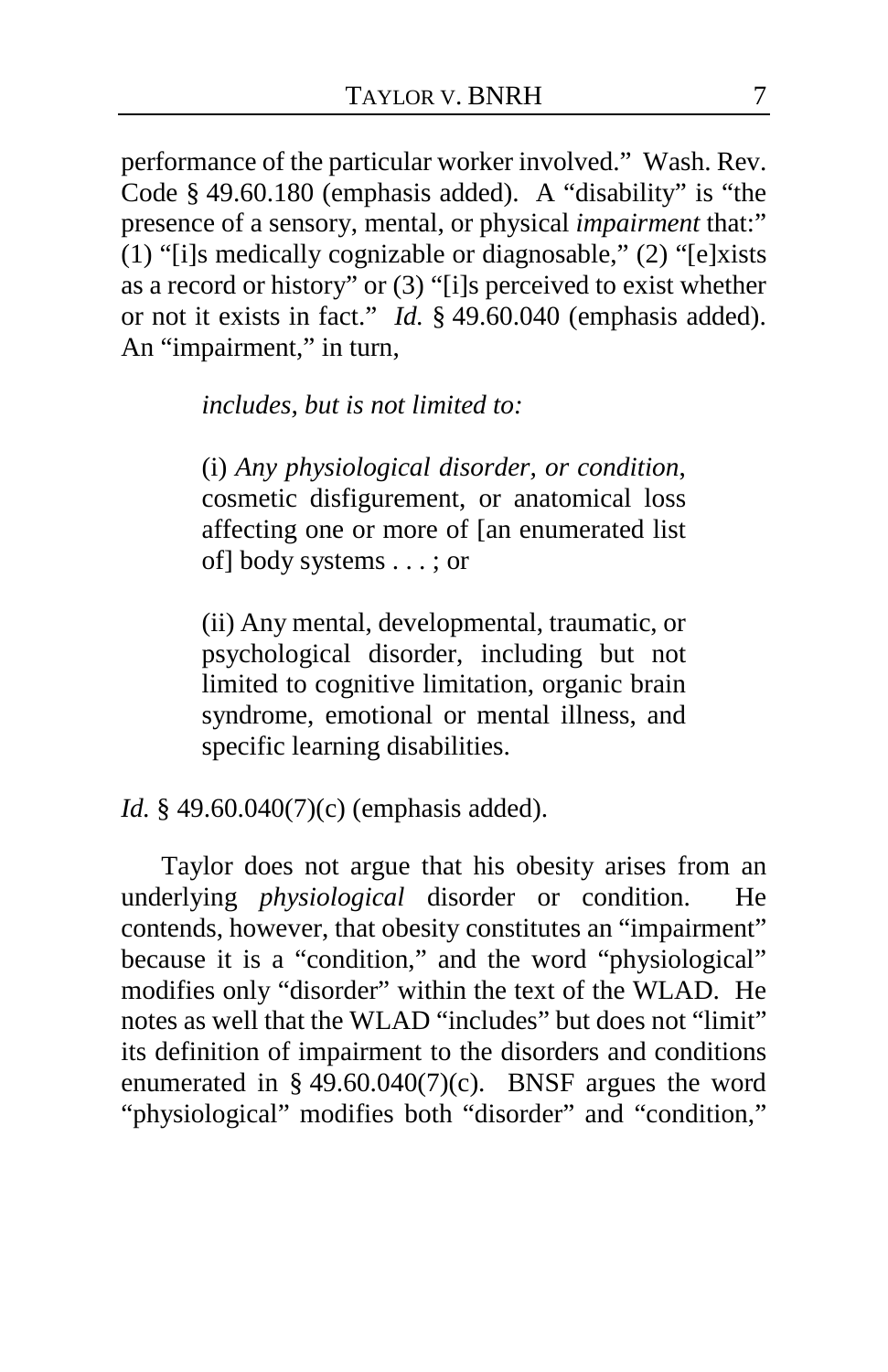performance of the particular worker involved." Wash. Rev. Code § 49.60.180 (emphasis added). A "disability" is "the presence of a sensory, mental, or physical *impairment* that:" (1) "[i]s medically cognizable or diagnosable," (2) "[e]xists as a record or history" or (3) "[i]s perceived to exist whether or not it exists in fact." *Id.* § 49.60.040 (emphasis added). An "impairment," in turn,

> *includes, but is not limited to:*
>
> (i) *Any physiological disorder, or condition*, cosmetic disfigurement, or anatomical loss affecting one or more of [an enumerated list of] body systems . . . ; or
>
> (ii) Any mental, developmental, traumatic, or psychological disorder, including but not limited to cognitive limitation, organic brain syndrome, emotional or mental illness, and specific learning disabilities.

*Id.* § 49.60.040(7)(c) (emphasis added).

Taylor does not argue that his obesity arises from an underlying *physiological* disorder or condition. He contends, however, that obesity constitutes an "impairment" because it is a "condition," and the word "physiological" modifies only "disorder" within the text of the WLAD. He notes as well that the WLAD "includes" but does not "limit" its definition of impairment to the disorders and conditions enumerated in § 49.60.040(7)(c). BNSF argues the word "physiological" modifies both "disorder" and "condition,"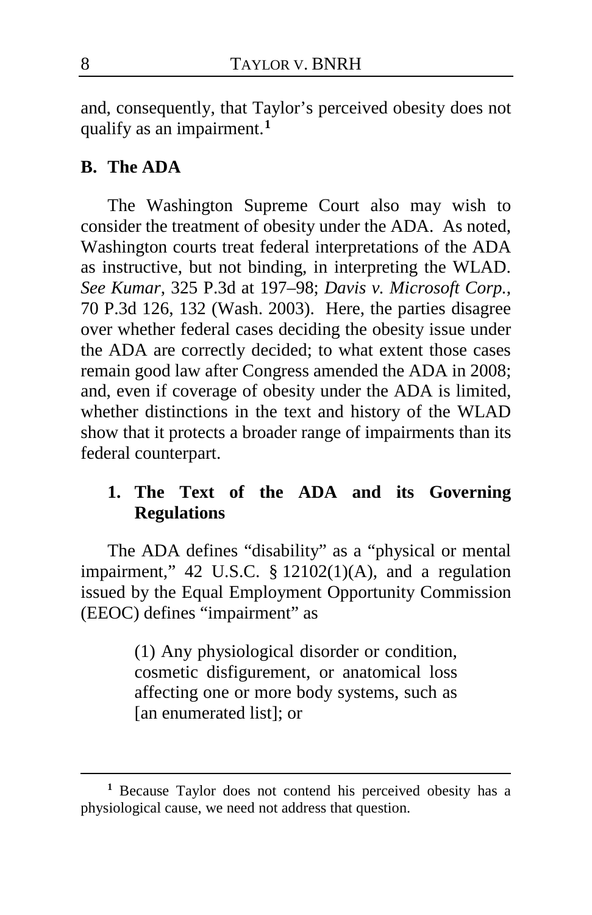and, consequently, that Taylor's perceived obesity does not qualify as an impairment.[1]

## B. The ADA

The Washington Supreme Court also may wish to consider the treatment of obesity under the ADA. As noted, Washington courts treat federal interpretations of the ADA as instructive, but not binding, in interpreting the WLAD. *See Kumar*, 325 P.3d at 197–98; *Davis v. Microsoft Corp.*, 70 P.3d 126, 132 (Wash. 2003). Here, the parties disagree over whether federal cases deciding the obesity issue under the ADA are correctly decided; to what extent those cases remain good law after Congress amended the ADA in 2008; and, even if coverage of obesity under the ADA is limited, whether distinctions in the text and history of the WLAD show that it protects a broader range of impairments than its federal counterpart.

### 1. The Text of the ADA and its Governing Regulations

The ADA defines "disability" as a "physical or mental impairment," 42 U.S.C. § 12102(1)(A), and a regulation issued by the Equal Employment Opportunity Commission (EEOC) defines "impairment" as

> (1) Any physiological disorder or condition, cosmetic disfigurement, or anatomical loss affecting one or more body systems, such as [an enumerated list]; or

---

[1] Because Taylor does not contend his perceived obesity has a physiological cause, we need not address that question.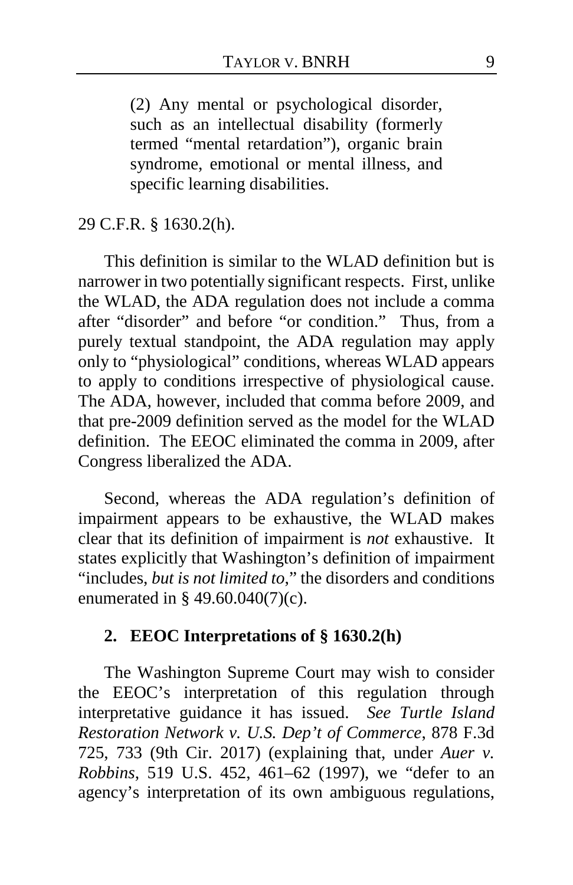> (2) Any mental or psychological disorder, such as an intellectual disability (formerly termed "mental retardation"), organic brain syndrome, emotional or mental illness, and specific learning disabilities.

29 C.F.R. § 1630.2(h).

This definition is similar to the WLAD definition but is narrower in two potentially significant respects. First, unlike the WLAD, the ADA regulation does not include a comma after "disorder" and before "or condition." Thus, from a purely textual standpoint, the ADA regulation may apply only to "physiological" conditions, whereas WLAD appears to apply to conditions irrespective of physiological cause. The ADA, however, included that comma before 2009, and that pre-2009 definition served as the model for the WLAD definition. The EEOC eliminated the comma in 2009, after Congress liberalized the ADA.

Second, whereas the ADA regulation's definition of impairment appears to be exhaustive, the WLAD makes clear that its definition of impairment is *not* exhaustive. It states explicitly that Washington's definition of impairment "includes, *but is not limited to*," the disorders and conditions enumerated in § 49.60.040(7)(c).

### 2. EEOC Interpretations of § 1630.2(h)

The Washington Supreme Court may wish to consider the EEOC's interpretation of this regulation through interpretative guidance it has issued. *See Turtle Island Restoration Network v. U.S. Dep't of Commerce*, 878 F.3d 725, 733 (9th Cir. 2017) (explaining that, under *Auer v. Robbins*, 519 U.S. 452, 461–62 (1997), we "defer to an agency's interpretation of its own ambiguous regulations,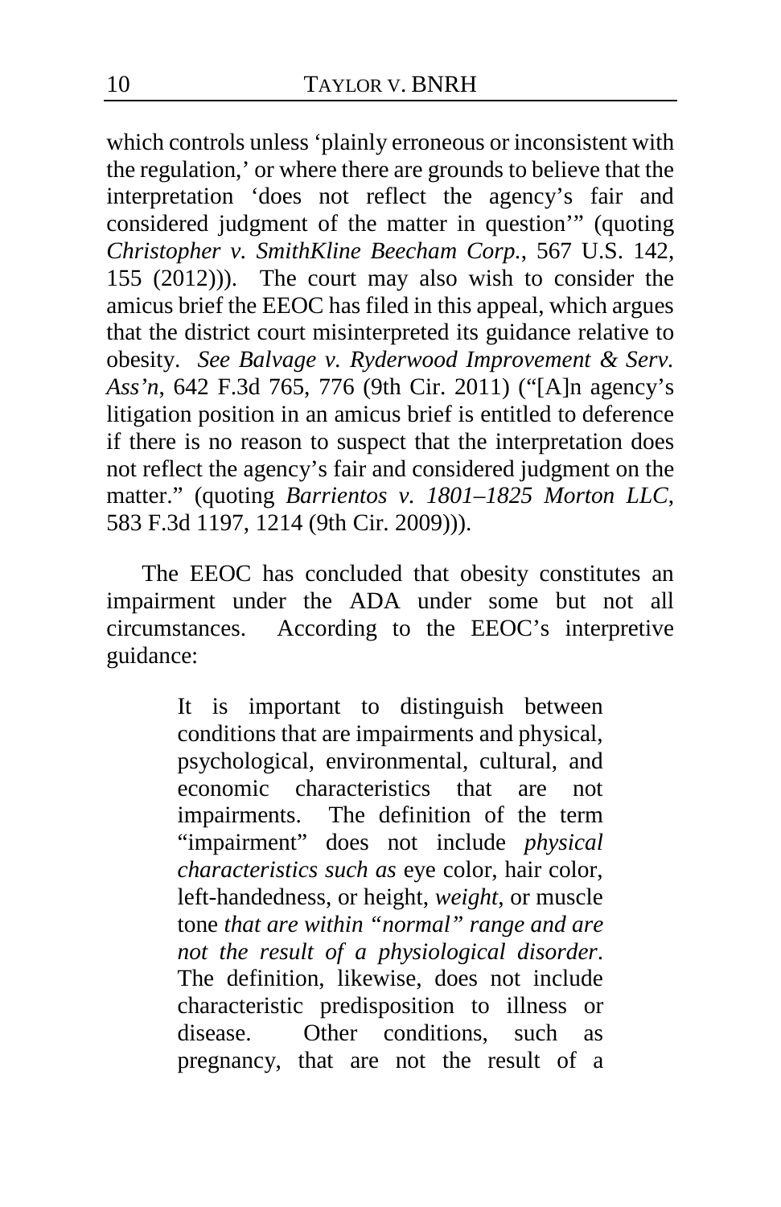which controls unless 'plainly erroneous or inconsistent with the regulation,' or where there are grounds to believe that the interpretation 'does not reflect the agency's fair and considered judgment of the matter in question'" (quoting *Christopher v. SmithKline Beecham Corp.*, 567 U.S. 142, 155 (2012))). The court may also wish to consider the amicus brief the EEOC has filed in this appeal, which argues that the district court misinterpreted its guidance relative to obesity. *See Balvage v. Ryderwood Improvement & Serv. Ass'n*, 642 F.3d 765, 776 (9th Cir. 2011) ("[A]n agency's litigation position in an amicus brief is entitled to deference if there is no reason to suspect that the interpretation does not reflect the agency's fair and considered judgment on the matter." (quoting *Barrientos v. 1801–1825 Morton LLC*, 583 F.3d 1197, 1214 (9th Cir. 2009))).

The EEOC has concluded that obesity constitutes an impairment under the ADA under some but not all circumstances. According to the EEOC's interpretive guidance:

> It is important to distinguish between conditions that are impairments and physical, psychological, environmental, cultural, and economic characteristics that are not impairments. The definition of the term "impairment" does not include *physical characteristics such as* eye color, hair color, left-handedness, or height, *weight*, or muscle tone *that are within "normal" range and are not the result of a physiological disorder*. The definition, likewise, does not include characteristic predisposition to illness or disease. Other conditions, such as pregnancy, that are not the result of a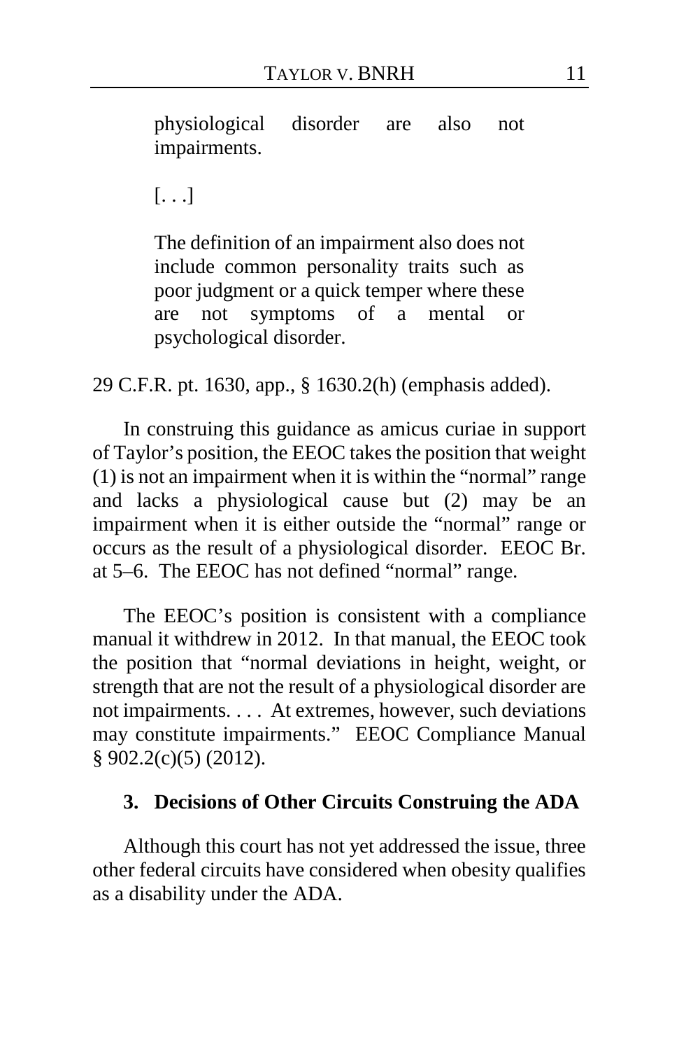> physiological disorder are also not impairments.
>
> [. . .]
>
> The definition of an impairment also does not include common personality traits such as poor judgment or a quick temper where these are not symptoms of a mental or psychological disorder.

29 C.F.R. pt. 1630, app., § 1630.2(h) (emphasis added).

In construing this guidance as amicus curiae in support of Taylor's position, the EEOC takes the position that weight (1) is not an impairment when it is within the "normal" range and lacks a physiological cause but (2) may be an impairment when it is either outside the "normal" range or occurs as the result of a physiological disorder. EEOC Br. at 5–6. The EEOC has not defined "normal" range.

The EEOC's position is consistent with a compliance manual it withdrew in 2012. In that manual, the EEOC took the position that "normal deviations in height, weight, or strength that are not the result of a physiological disorder are not impairments. . . . At extremes, however, such deviations may constitute impairments." EEOC Compliance Manual § 902.2(c)(5) (2012).

### 3. Decisions of Other Circuits Construing the ADA

Although this court has not yet addressed the issue, three other federal circuits have considered when obesity qualifies as a disability under the ADA.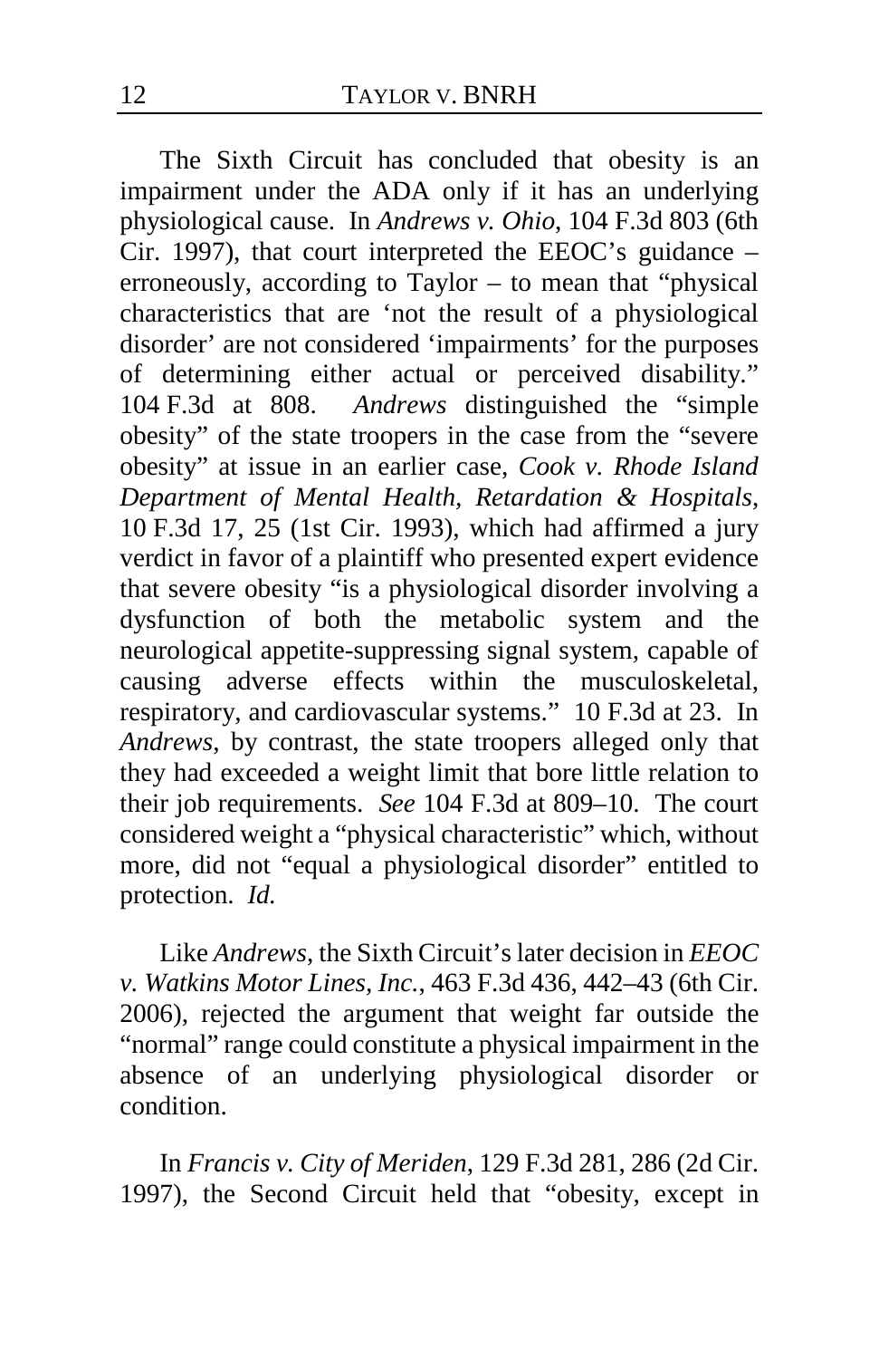The Sixth Circuit has concluded that obesity is an impairment under the ADA only if it has an underlying physiological cause. In *Andrews v. Ohio*, 104 F.3d 803 (6th Cir. 1997), that court interpreted the EEOC's guidance – erroneously, according to Taylor – to mean that "physical characteristics that are 'not the result of a physiological disorder' are not considered 'impairments' for the purposes of determining either actual or perceived disability." 104 F.3d at 808. *Andrews* distinguished the "simple obesity" of the state troopers in the case from the "severe obesity" at issue in an earlier case, *Cook v. Rhode Island Department of Mental Health, Retardation & Hospitals*, 10 F.3d 17, 25 (1st Cir. 1993), which had affirmed a jury verdict in favor of a plaintiff who presented expert evidence that severe obesity "is a physiological disorder involving a dysfunction of both the metabolic system and the neurological appetite-suppressing signal system, capable of causing adverse effects within the musculoskeletal, respiratory, and cardiovascular systems." 10 F.3d at 23. In *Andrews*, by contrast, the state troopers alleged only that they had exceeded a weight limit that bore little relation to their job requirements. *See* 104 F.3d at 809–10. The court considered weight a "physical characteristic" which, without more, did not "equal a physiological disorder" entitled to protection. *Id.*

Like *Andrews*, the Sixth Circuit's later decision in *EEOC v. Watkins Motor Lines, Inc.*, 463 F.3d 436, 442–43 (6th Cir. 2006), rejected the argument that weight far outside the "normal" range could constitute a physical impairment in the absence of an underlying physiological disorder or condition.

In *Francis v. City of Meriden*, 129 F.3d 281, 286 (2d Cir. 1997), the Second Circuit held that "obesity, except in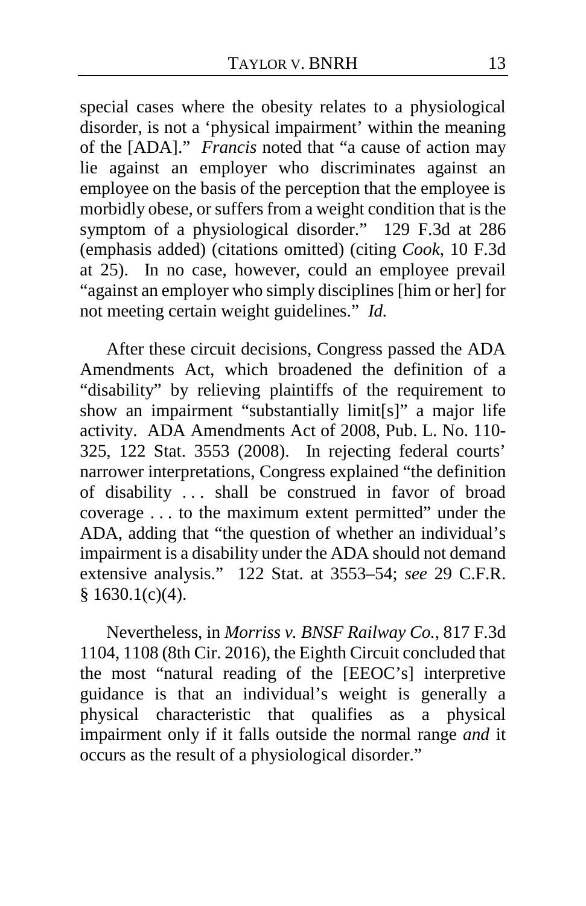special cases where the obesity relates to a physiological disorder, is not a 'physical impairment' within the meaning of the [ADA]." *Francis* noted that "a cause of action may lie against an employer who discriminates against an employee on the basis of the perception that the employee is morbidly obese, or suffers from a weight condition that is the symptom of a physiological disorder." 129 F.3d at 286 (emphasis added) (citations omitted) (citing *Cook*, 10 F.3d at 25). In no case, however, could an employee prevail "against an employer who simply disciplines [him or her] for not meeting certain weight guidelines." *Id.*

After these circuit decisions, Congress passed the ADA Amendments Act, which broadened the definition of a "disability" by relieving plaintiffs of the requirement to show an impairment "substantially limit[s]" a major life activity. ADA Amendments Act of 2008, Pub. L. No. 110-325, 122 Stat. 3553 (2008). In rejecting federal courts' narrower interpretations, Congress explained "the definition of disability . . . shall be construed in favor of broad coverage . . . to the maximum extent permitted" under the ADA, adding that "the question of whether an individual's impairment is a disability under the ADA should not demand extensive analysis." 122 Stat. at 3553–54; *see* 29 C.F.R. § 1630.1(c)(4).

Nevertheless, in *Morriss v. BNSF Railway Co.*, 817 F.3d 1104, 1108 (8th Cir. 2016), the Eighth Circuit concluded that the most "natural reading of the [EEOC's] interpretive guidance is that an individual's weight is generally a physical characteristic that qualifies as a physical impairment only if it falls outside the normal range *and* it occurs as the result of a physiological disorder."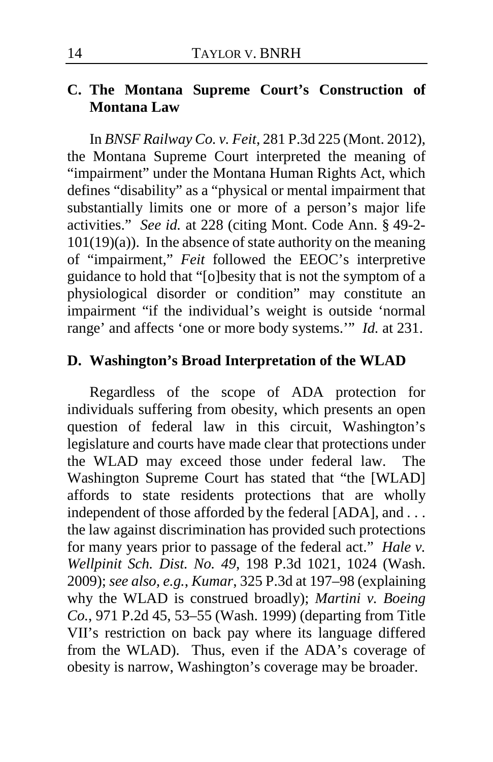### C. The Montana Supreme Court's Construction of Montana Law

In *BNSF Railway Co. v. Feit*, 281 P.3d 225 (Mont. 2012), the Montana Supreme Court interpreted the meaning of "impairment" under the Montana Human Rights Act, which defines "disability" as a "physical or mental impairment that substantially limits one or more of a person's major life activities." *See id.* at 228 (citing Mont. Code Ann. § 49-2-101(19)(a)). In the absence of state authority on the meaning of "impairment," *Feit* followed the EEOC's interpretive guidance to hold that "[o]besity that is not the symptom of a physiological disorder or condition" may constitute an impairment "if the individual's weight is outside 'normal range' and affects 'one or more body systems.'" *Id.* at 231.

### D. Washington's Broad Interpretation of the WLAD

Regardless of the scope of ADA protection for individuals suffering from obesity, which presents an open question of federal law in this circuit, Washington's legislature and courts have made clear that protections under the WLAD may exceed those under federal law. The Washington Supreme Court has stated that "the [WLAD] affords to state residents protections that are wholly independent of those afforded by the federal [ADA], and . . . the law against discrimination has provided such protections for many years prior to passage of the federal act." *Hale v. Wellpinit Sch. Dist. No. 49*, 198 P.3d 1021, 1024 (Wash. 2009); *see also, e.g.*, *Kumar*, 325 P.3d at 197–98 (explaining why the WLAD is construed broadly); *Martini v. Boeing Co.*, 971 P.2d 45, 53–55 (Wash. 1999) (departing from Title VII's restriction on back pay where its language differed from the WLAD). Thus, even if the ADA's coverage of obesity is narrow, Washington's coverage may be broader.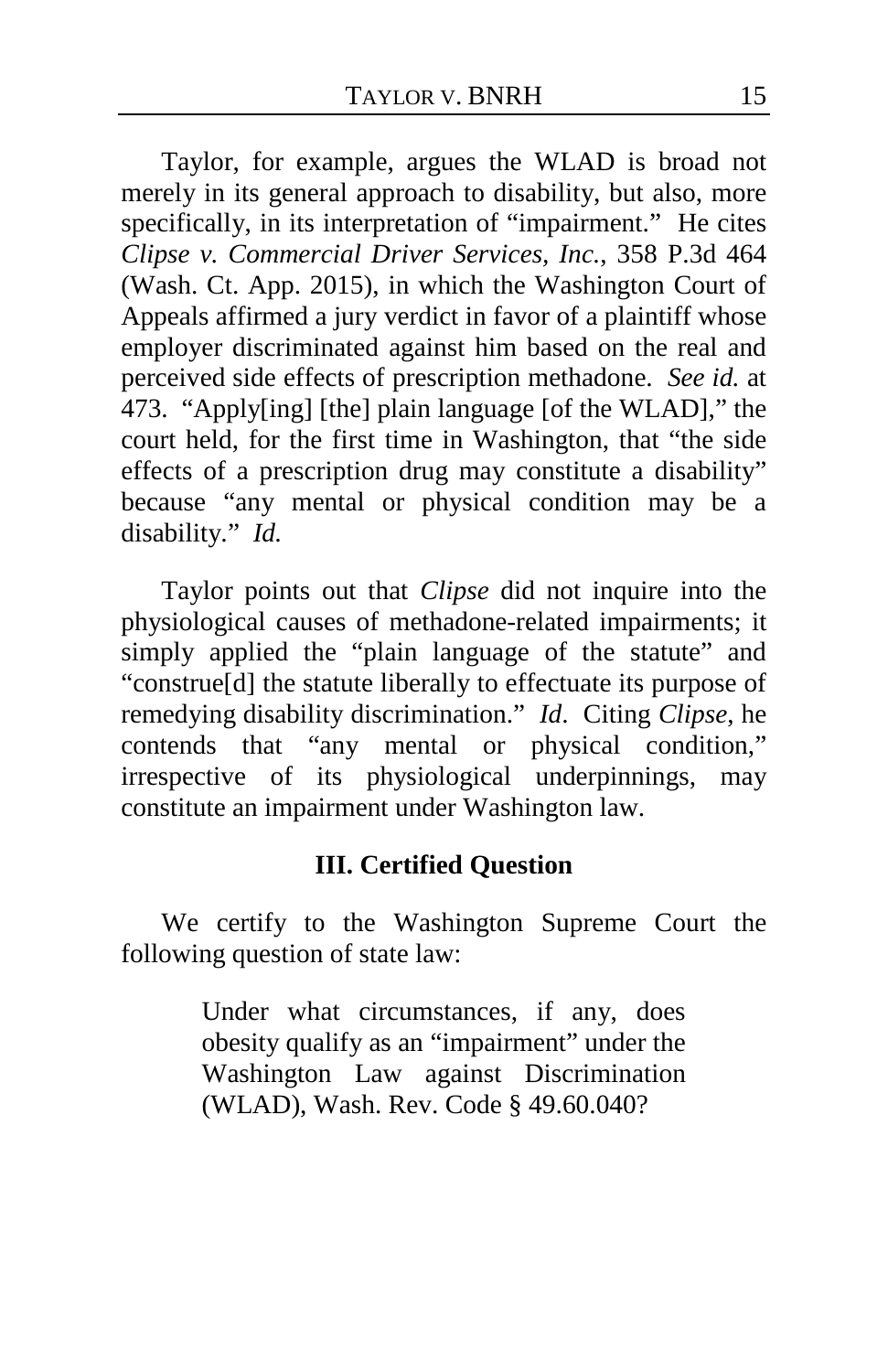Taylor, for example, argues the WLAD is broad not merely in its general approach to disability, but also, more specifically, in its interpretation of "impairment." He cites *Clipse v. Commercial Driver Services, Inc.*, 358 P.3d 464 (Wash. Ct. App. 2015), in which the Washington Court of Appeals affirmed a jury verdict in favor of a plaintiff whose employer discriminated against him based on the real and perceived side effects of prescription methadone. *See id.* at 473. "Apply[ing] [the] plain language [of the WLAD]," the court held, for the first time in Washington, that "the side effects of a prescription drug may constitute a disability" because "any mental or physical condition may be a disability." *Id.*

Taylor points out that *Clipse* did not inquire into the physiological causes of methadone-related impairments; it simply applied the "plain language of the statute" and "construe[d] the statute liberally to effectuate its purpose of remedying disability discrimination." *Id*. Citing *Clipse*, he contends that "any mental or physical condition," irrespective of its physiological underpinnings, may constitute an impairment under Washington law.

## III. Certified Question

We certify to the Washington Supreme Court the following question of state law:

> Under what circumstances, if any, does obesity qualify as an "impairment" under the Washington Law against Discrimination (WLAD), Wash. Rev. Code § 49.60.040?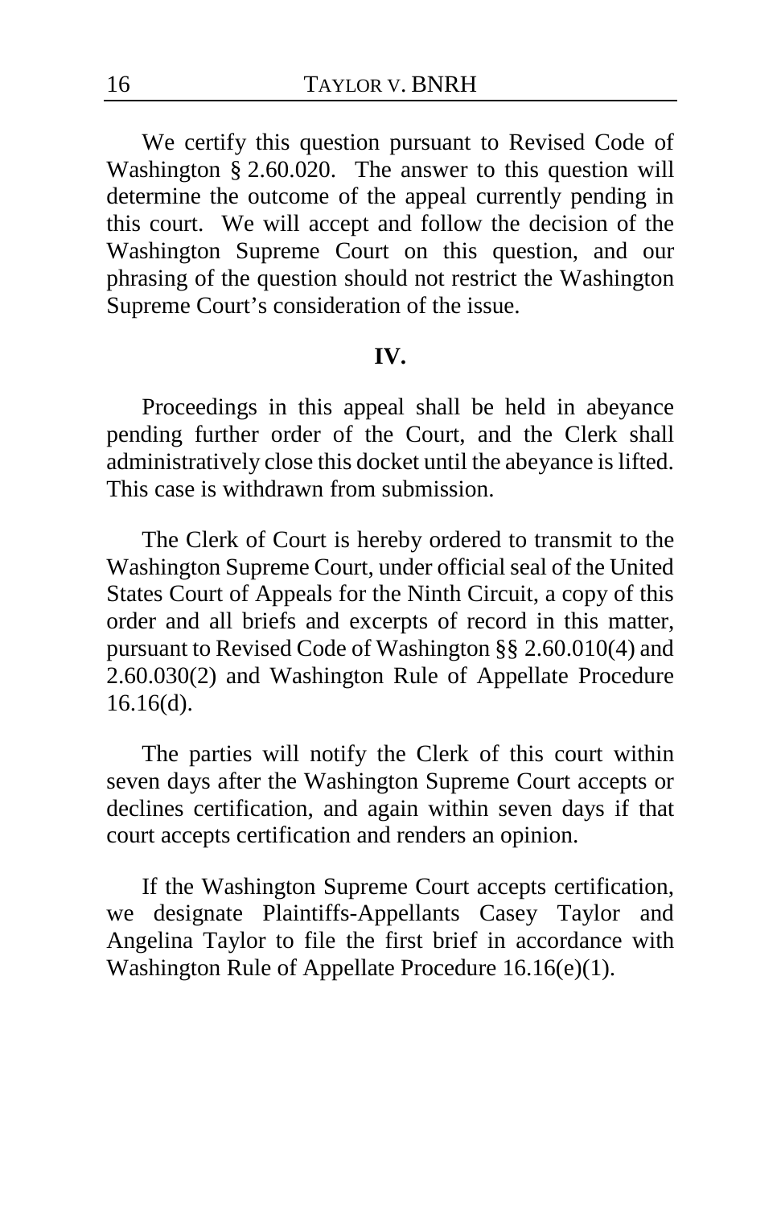We certify this question pursuant to Revised Code of Washington § 2.60.020. The answer to this question will determine the outcome of the appeal currently pending in this court. We will accept and follow the decision of the Washington Supreme Court on this question, and our phrasing of the question should not restrict the Washington Supreme Court's consideration of the issue.

## IV.

Proceedings in this appeal shall be held in abeyance pending further order of the Court, and the Clerk shall administratively close this docket until the abeyance is lifted. This case is withdrawn from submission.

The Clerk of Court is hereby ordered to transmit to the Washington Supreme Court, under official seal of the United States Court of Appeals for the Ninth Circuit, a copy of this order and all briefs and excerpts of record in this matter, pursuant to Revised Code of Washington §§ 2.60.010(4) and 2.60.030(2) and Washington Rule of Appellate Procedure 16.16(d).

The parties will notify the Clerk of this court within seven days after the Washington Supreme Court accepts or declines certification, and again within seven days if that court accepts certification and renders an opinion.

If the Washington Supreme Court accepts certification, we designate Plaintiffs-Appellants Casey Taylor and Angelina Taylor to file the first brief in accordance with Washington Rule of Appellate Procedure 16.16(e)(1).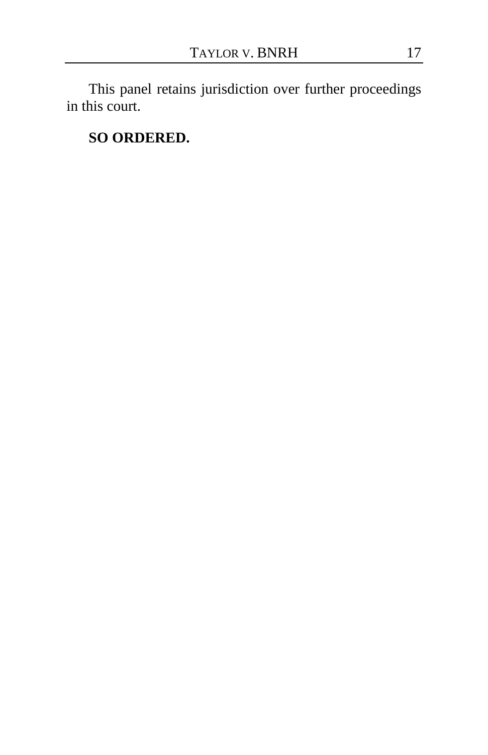This panel retains jurisdiction over further proceedings in this court.

**SO ORDERED.**